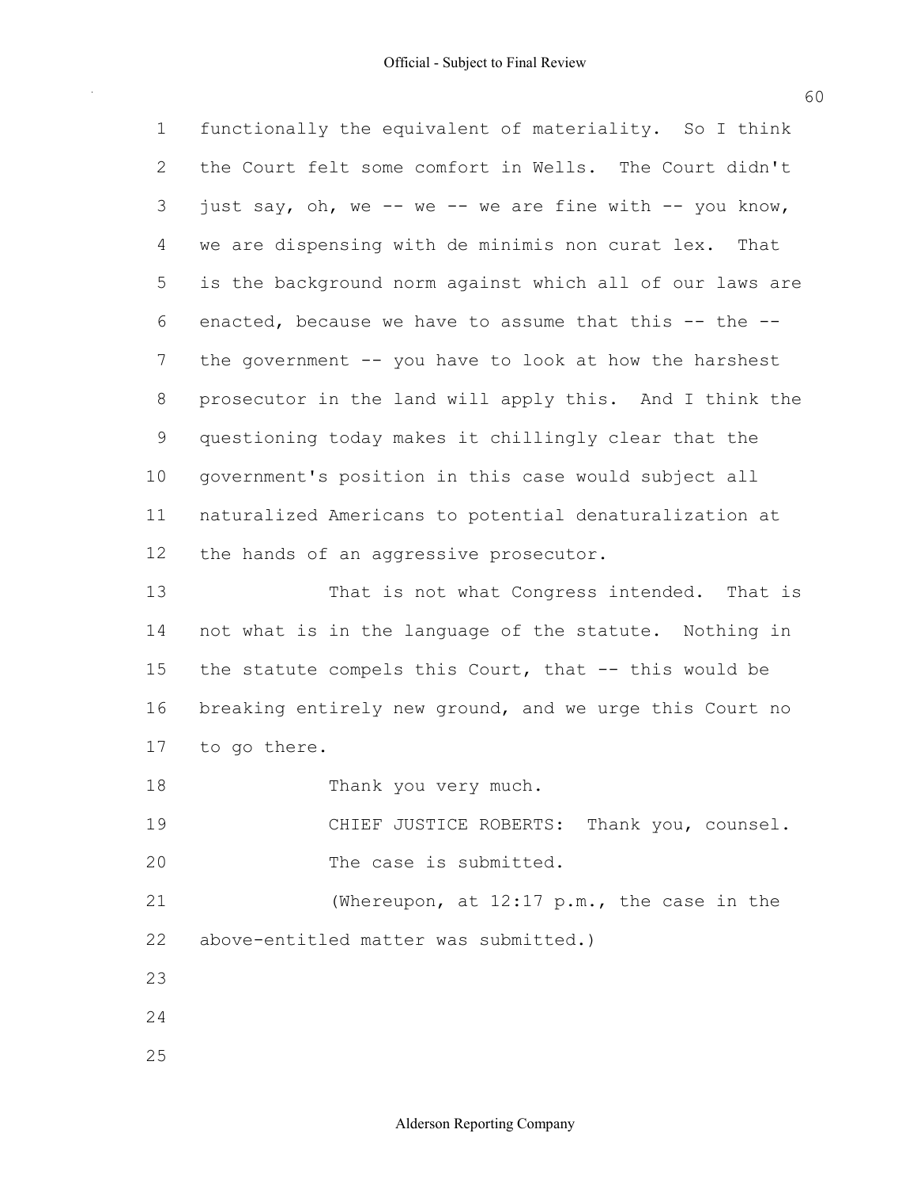functionally the equivalent of materiality. So I think the Court felt some comfort in Wells. The Court didn't just say, oh, we -- we -- we are fine with -- you know, we are dispensing with de minimis non curat lex. That is the background norm against which all of our laws are enacted, because we have to assume that this -- the -- the government -- you have to look at how the harshest prosecutor in the land will apply this. And I think the questioning today makes it chillingly clear that the government's position in this case would subject all naturalized Americans to potential denaturalization at the hands of an aggressive prosecutor.

That is not what Congress intended. That is not what is in the language of the statute. Nothing in the statute compels this Court, that -- this would be breaking entirely new ground, and we urge this Court no to go there.

Thank you very much.

CHIEF JUSTICE ROBERTS: Thank you, counsel. The case is submitted.

(Whereupon, at 12:17 p.m., the case in the above-entitled matter was submitted.)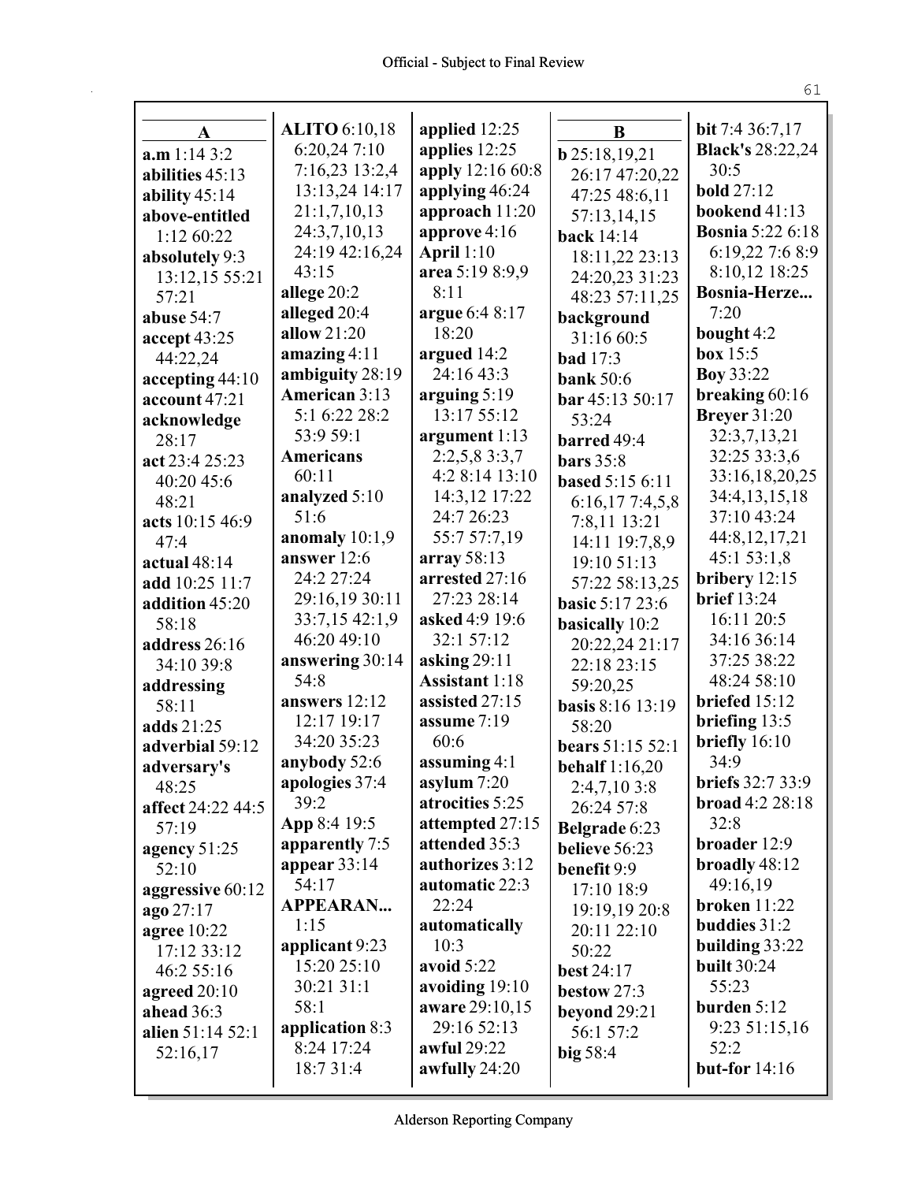## A

**a.m** 1:14 3:2
**abilities** 45:13
**ability** 45:14
**above-entitled** 1:12 60:22
**absolutely** 9:3 13:12,15 55:21 57:21
**abuse** 54:7
**accept** 43:25 44:22,24
**accepting** 44:10
**account** 47:21
**acknowledge** 28:17
**act** 23:4 25:23 40:20 45:6 48:21
**acts** 10:15 46:9 47:4
**actual** 48:14
**add** 10:25 11:7
**addition** 45:20 58:18
**address** 26:16 34:10 39:8
**addressing** 58:11
**adds** 21:25
**adverbial** 59:12
**adversary's** 48:25
**affect** 24:22 44:5 57:19
**agency** 51:25 52:10
**aggressive** 60:12
**ago** 27:17
**agree** 10:22 17:12 33:12 46:2 55:16
**agreed** 20:10
**ahead** 36:3
**alien** 51:14 52:1 52:16,17
**ALITO** 6:10,18 6:20,24 7:10 7:16,23 13:2,4 13:13,24 14:17 21:1,7,10,13 24:3,7,10,13 24:19 42:16,24 43:15
**allege** 20:2
**alleged** 20:4
**allow** 21:20
**amazing** 4:11
**ambiguity** 28:19
**American** 3:13 5:1 6:22 28:2 53:9 59:1
**Americans** 60:11
**analyzed** 5:10 51:6
**anomaly** 10:1,9
**answer** 12:6 24:2 27:24 29:16,19 30:11 33:7,15 42:1,9 46:20 49:10
**answering** 30:14 54:8
**answers** 12:12 12:17 19:17 34:20 35:23
**anybody** 52:6
**apologies** 37:4 39:2
**App** 8:4 19:5
**apparently** 7:5
**appear** 33:14 54:17
**APPEARAN...** 1:15
**applicant** 9:23 15:20 25:10 30:21 31:1 58:1
**application** 8:3 8:24 17:24 18:7 31:4
**applied** 12:25
**applies** 12:25
**apply** 12:16 60:8
**applying** 46:24
**approach** 11:20
**approve** 4:16
**April** 1:10
**area** 5:19 8:9,9 8:11
**argue** 6:4 8:17 18:20
**argued** 14:2 24:16 43:3
**arguing** 5:19 13:17 55:12
**argument** 1:13 2:2,5,8 3:3,7 4:2 8:14 13:10 14:3,12 17:22 24:7 26:23 55:7 57:7,19
**array** 58:13
**arrested** 27:16 27:23 28:14
**asked** 4:9 19:6 32:1 57:12
**asking** 29:11
**Assistant** 1:18
**assisted** 27:15
**assume** 7:19 60:6
**assuming** 4:1
**asylum** 7:20
**atrocities** 5:25
**attempted** 27:15
**attended** 35:3
**authorizes** 3:12
**automatic** 22:3 22:24
**automatically** 10:3
**avoid** 5:22
**avoiding** 19:10
**aware** 29:10,15 29:16 52:13
**awful** 29:22
**awfully** 24:20

## B

**b** 25:18,19,21 26:17 47:20,22 47:25 48:6,11 57:13,14,15
**back** 14:14 18:11,22 23:13 24:20,23 31:23 48:23 57:11,25
**background** 31:16 60:5
**bad** 17:3
**bank** 50:6
**bar** 45:13 50:17 53:24
**barred** 49:4
**bars** 35:8
**based** 5:15 6:11 6:16,17 7:4,5,8 7:8,11 13:21 14:11 19:7,8,9 19:10 51:13 57:22 58:13,25
**basic** 5:17 23:6
**basically** 10:2 20:22,24 21:17 22:18 23:15 59:20,25
**basis** 8:16 13:19 58:20
**bears** 51:15 52:1
**behalf** 1:16,20 2:4,7,10 3:8 26:24 57:8
**Belgrade** 6:23
**believe** 56:23
**benefit** 9:9 17:10 18:9 19:19,19 20:8 20:11 22:10 50:22
**best** 24:17
**bestow** 27:3
**beyond** 29:21 56:1 57:2
**big** 58:4
**bit** 7:4 36:7,17
**Black's** 28:22,24 30:5
**bold** 27:12
**bookend** 41:13
**Bosnia** 5:22 6:18 6:19,22 7:6 8:9 8:10,12 18:25
**Bosnia-Herze...** 7:20
**bought** 4:2
**box** 15:5
**Boy** 33:22
**breaking** 60:16
**Breyer** 31:20 32:3,7,13,21 32:25 33:3,6 33:16,18,20,25 34:4,13,15,18 37:10 43:24 44:8,12,17,21 45:1 53:1,8
**bribery** 12:15
**brief** 13:24 16:11 20:5 34:16 36:14 37:25 38:22 48:24 58:10
**briefed** 15:12
**briefing** 13:5
**briefly** 16:10 34:9
**briefs** 32:7 33:9
**broad** 4:2 28:18 32:8
**broader** 12:9
**broadly** 48:12 49:16,19
**broken** 11:22
**buddies** 31:2
**building** 33:22
**built** 30:24 55:23
**burden** 5:12 9:23 51:15,16 52:2
**but-for** 14:16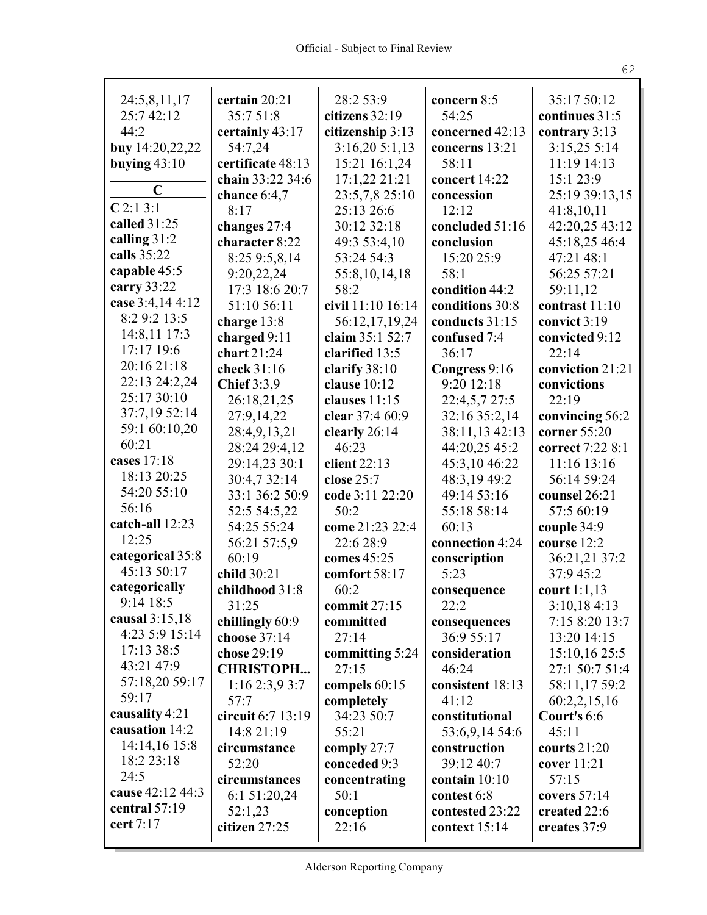24:5,8,11,17
25:7 42:12
44:2
**buy** 14:20,22,22
**buying** 43:10

**C**

**C** 2:1 3:1
**called** 31:25
**calling** 31:2
**calls** 35:22
**capable** 45:5
**carry** 33:22
**case** 3:4,14 4:12
8:2 9:2 13:5
14:8,11 17:3
17:17 19:6
20:16 21:18
22:13 24:2,24
25:17 30:10
37:7,19 52:14
59:1 60:10,20
60:21
**cases** 17:18
18:13 20:25
54:20 55:10
56:16
**catch-all** 12:23
12:25
**categorical** 35:8
45:13 50:17
**categorically**
9:14 18:5
**causal** 3:15,18
4:23 5:9 15:14
17:13 38:5
43:21 47:9
57:18,20 59:17
59:17
**causality** 4:21
**causation** 14:2
14:14,16 15:8
18:2 23:18
24:5
**cause** 42:12 44:3
**central** 57:19
**cert** 7:17
**certain** 20:21
35:7 51:8
**certainly** 43:17
54:7,24
**certificate** 48:13
**chain** 33:22 34:6
**chance** 6:4,7
8:17
**changes** 27:4
**character** 8:22
8:25 9:5,8,14
9:20,22,24
17:3 18:6 20:7
51:10 56:11
**charge** 13:8
**charged** 9:11
**chart** 21:24
**check** 31:16
**Chief** 3:3,9
26:18,21,25
27:9,14,22
28:4,9,13,21
28:24 29:4,12
29:14,23 30:1
30:4,7 32:14
33:1 36:2 50:9
52:5 54:5,22
54:25 55:24
56:21 57:5,9
60:19
**child** 30:21
**childhood** 31:8
31:25
**chillingly** 60:9
**choose** 37:14
**chose** 29:19
**CHRISTOPH...**
1:16 2:3,9 3:7
57:7
**circuit** 6:7 13:19
14:8 21:19
**circumstance**
52:20
**circumstances**
6:1 51:20,24
52:1,23
**citizen** 27:25
28:2 53:9
**citizens** 32:19
**citizenship** 3:13
3:16,20 5:1,13
15:21 16:1,24
17:1,22 21:21
23:5,7,8 25:10
25:13 26:6
30:12 32:18
49:3 53:4,10
53:24 54:3
55:8,10,14,18
58:2
**civil** 11:10 16:14
56:12,17,19,24
**claim** 35:1 52:7
**clarified** 13:5
**clarify** 38:10
**clause** 10:12
**clauses** 11:15
**clear** 37:4 60:9
**clearly** 26:14
46:23
**client** 22:13
**close** 25:7
**code** 3:11 22:20
50:2
**come** 21:23 22:4
22:6 28:9
**comes** 45:25
**comfort** 58:17
60:2
**commit** 27:15
**committed**
27:14
**committing** 5:24
27:15
**compels** 60:15
**completely**
34:23 50:7
55:21
**comply** 27:7
**conceded** 9:3
**concentrating**
50:1
**conception**
22:16
**concern** 8:5
54:25
**concerned** 42:13
**concerns** 13:21
58:11
**concert** 14:22
**concession**
12:12
**concluded** 51:16
**conclusion**
15:20 25:9
58:1
**condition** 44:2
**conditions** 30:8
**conducts** 31:15
**confused** 7:4
36:17
**Congress** 9:16
9:20 12:18
22:4,5,7 27:5
32:16 35:2,14
38:11,13 42:13
44:20,25 45:2
45:3,10 46:22
48:3,19 49:2
49:14 53:16
55:18 58:14
60:13
**connection** 4:24
**conscription**
5:23
**consequence**
22:2
**consequences**
36:9 55:17
**consideration**
46:24
**consistent** 18:13
41:12
**constitutional**
53:6,9,14 54:6
**construction**
39:12 40:7
**contain** 10:10
**contest** 6:8
**contested** 23:22
**context** 15:14
35:17 50:12
**continues** 31:5
**contrary** 3:13
3:15,25 5:14
11:19 14:13
15:1 23:9
25:19 39:13,15
41:8,10,11
42:20,25 43:12
45:18,25 46:4
47:21 48:1
56:25 57:21
59:11,12
**contrast** 11:10
**convict** 3:19
**convicted** 9:12
22:14
**conviction** 21:21
**convictions**
22:19
**convincing** 56:2
**corner** 55:20
**correct** 7:22 8:1
11:16 13:16
56:14 59:24
**counsel** 26:21
57:5 60:19
**couple** 34:9
**course** 12:2
36:21,21 37:2
37:9 45:2
**court** 1:1,13
3:10,18 4:13
7:15 8:20 13:7
13:20 14:15
15:10,16 25:5
27:1 50:7 51:4
58:11,17 59:2
60:2,2,15,16
**Court's** 6:6
45:11
**courts** 21:20
**cover** 11:21
57:15
**covers** 57:14
**created** 22:6
**creates** 37:9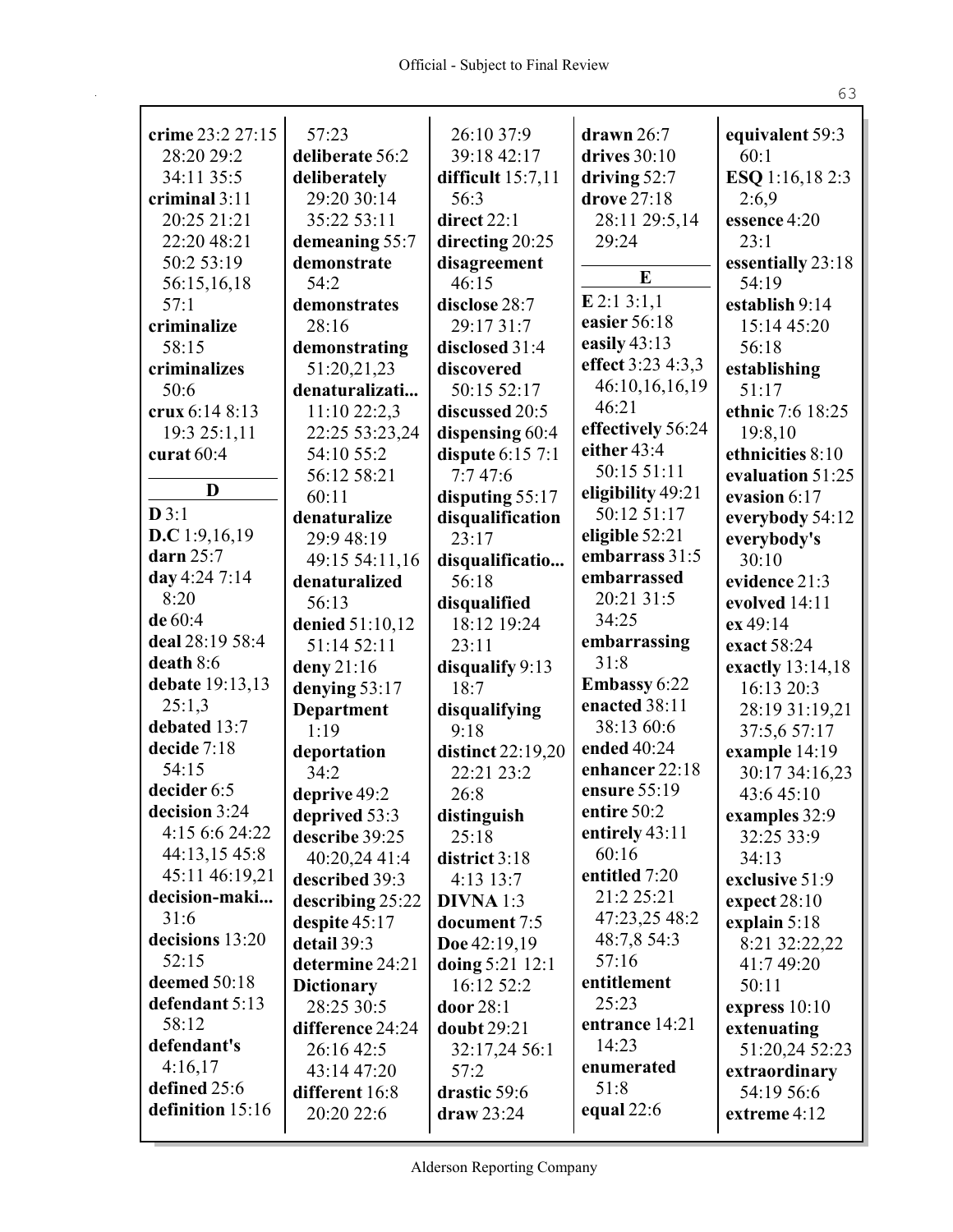**crime** 23:2 27:15 28:20 29:2 34:11 35:5
**criminal** 3:11 20:25 21:21 22:20 48:21 50:2 53:19 56:15,16,18 57:1
**criminalize** 58:15
**criminalizes** 50:6
**crux** 6:14 8:13 19:3 25:1,11
**curat** 60:4

## D

**D** 3:1
**D.C** 1:9,16,19
**darn** 25:7
**day** 4:24 7:14 8:20
**de** 60:4
**deal** 28:19 58:4
**death** 8:6
**debate** 19:13,13 25:1,3
**debated** 13:7
**decide** 7:18 54:15
**decider** 6:5
**decision** 3:24 4:15 6:6 24:22 44:13,15 45:8 45:11 46:19,21
**decision-maki...** 31:6
**decisions** 13:20 52:15
**deemed** 50:18
**defendant** 5:13 58:12
**defendant's** 4:16,17
**defined** 25:6
**definition** 15:16 57:23
**deliberate** 56:2
**deliberately** 29:20 30:14 35:22 53:11
**demeaning** 55:7
**demonstrate** 54:2
**demonstrates** 28:16
**demonstrating** 51:20,21,23
**denaturalizati...** 11:10 22:2,3 22:25 53:23,24 54:10 55:2 56:12 58:21 60:11
**denaturalize** 29:9 48:19 49:15 54:11,16
**denaturalized** 56:13
**denied** 51:10,12 51:14 52:11
**deny** 21:16
**denying** 53:17
**Department** 1:19
**deportation** 34:2
**deprive** 49:2
**deprived** 53:3
**describe** 39:25 40:20,24 41:4
**described** 39:3
**describing** 25:22
**despite** 45:17
**detail** 39:3
**determine** 24:21
**Dictionary** 28:25 30:5
**difference** 24:24 26:16 42:5 43:14 47:20
**different** 16:8 20:20 22:6 26:10 37:9 39:18 42:17
**difficult** 15:7,11 56:3
**direct** 22:1
**directing** 20:25
**disagreement** 46:15
**disclose** 28:7 29:17 31:7
**disclosed** 31:4
**discovered** 50:15 52:17
**discussed** 20:5
**dispensing** 60:4
**dispute** 6:15 7:1 7:7 47:6
**disputing** 55:17
**disqualification** 23:17
**disqualificatio...** 56:18
**disqualified** 18:12 19:24 23:11
**disqualify** 9:13 18:7
**disqualifying** 9:18
**distinct** 22:19,20 22:21 23:2 26:8
**distinguish** 25:18
**district** 3:18 4:13 13:7
**DIVNA** 1:3
**document** 7:5
**Doe** 42:19,19
**doing** 5:21 12:1 16:12 52:2
**door** 28:1
**doubt** 29:21 32:17,24 56:1 57:2
**drastic** 59:6
**draw** 23:24
**drawn** 26:7
**drives** 30:10
**driving** 52:7
**drove** 27:18 28:11 29:5,14 29:24

## E

**E** 2:1 3:1,1
**easier** 56:18
**easily** 43:13
**effect** 3:23 4:3,3 46:10,16,16,19 46:21
**effectively** 56:24
**either** 43:4 50:15 51:11
**eligibility** 49:21 50:12 51:17
**eligible** 52:21
**embarrass** 31:5
**embarrassed** 20:21 31:5 34:25
**embarrassing** 31:8
**Embassy** 6:22
**enacted** 38:11 38:13 60:6
**ended** 40:24
**enhancer** 22:18
**ensure** 55:19
**entire** 50:2
**entirely** 43:11 60:16
**entitled** 7:20 21:2 25:21 47:23,25 48:2 48:7,8 54:3 57:16
**entitlement** 25:23
**entrance** 14:21 14:23
**enumerated** 51:8
**equal** 22:6
**equivalent** 59:3 60:1
**ESQ** 1:16,18 2:3 2:6,9
**essence** 4:20 23:1
**essentially** 23:18 54:19
**establish** 9:14 15:14 45:20 56:18
**establishing** 51:17
**ethnic** 7:6 18:25 19:8,10
**ethnicities** 8:10
**evaluation** 51:25
**evasion** 6:17
**everybody** 54:12
**everybody's** 30:10
**evidence** 21:3
**evolved** 14:11
**ex** 49:14
**exact** 58:24
**exactly** 13:14,18 16:13 20:3 28:19 31:19,21 37:5,6 57:17
**example** 14:19 30:17 34:16,23 43:6 45:10
**examples** 32:9 32:25 33:9 34:13
**exclusive** 51:9
**expect** 28:10
**explain** 5:18 8:21 32:22,22 41:7 49:20 50:11
**express** 10:10
**extenuating** 51:20,24 52:23
**extraordinary** 54:19 56:6
**extreme** 4:12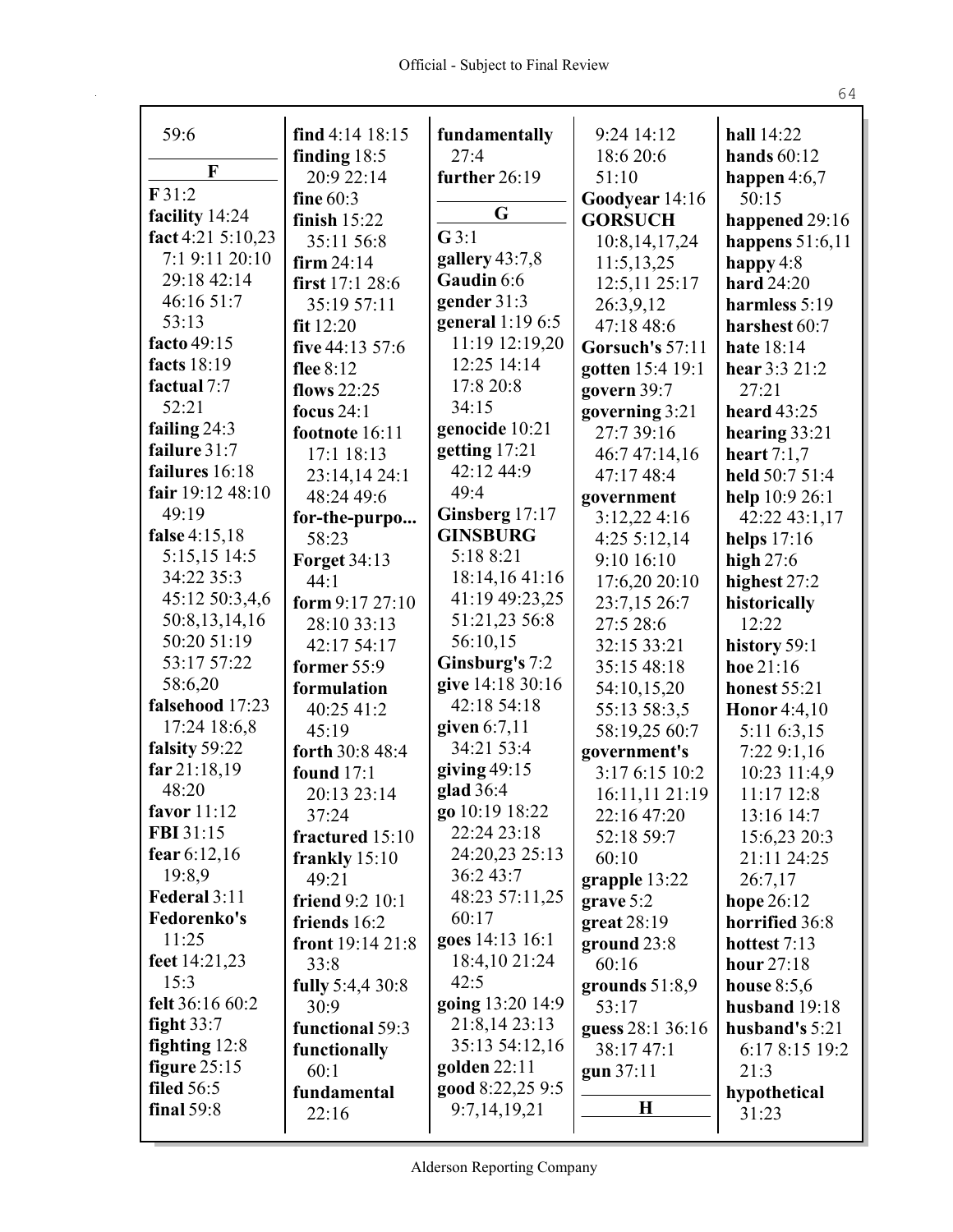59:6

**F**

**F** 31:2
**facility** 14:24
**fact** 4:21 5:10,23 7:1 9:11 20:10 29:18 42:14 46:16 51:7 53:13
**facto** 49:15
**facts** 18:19
**factual** 7:7 52:21
**failing** 24:3
**failure** 31:7
**failures** 16:18
**fair** 19:12 48:10 49:19
**false** 4:15,18 5:15,15 14:5 34:22 35:3 45:12 50:3,4,6 50:8,13,14,16 50:20 51:19 53:17 57:22 58:6,20
**falsehood** 17:23 17:24 18:6,8
**falsity** 59:22
**far** 21:18,19 48:20
**favor** 11:12
**FBI** 31:15
**fear** 6:12,16 19:8,9
**Federal** 3:11
**Fedorenko's** 11:25
**feet** 14:21,23 15:3
**felt** 36:16 60:2
**fight** 33:7
**fighting** 12:8
**figure** 25:15
**filed** 56:5
**final** 59:8
**find** 4:14 18:15
**finding** 18:5 20:9 22:14
**fine** 60:3
**finish** 15:22 35:11 56:8
**firm** 24:14
**first** 17:1 28:6 35:19 57:11
**fit** 12:20
**five** 44:13 57:6
**flee** 8:12
**flows** 22:25
**focus** 24:1
**footnote** 16:11 17:1 18:13 23:14,14 24:1 48:24 49:6
**for-the-purpo...** 58:23
**Forget** 34:13 44:1
**form** 9:17 27:10 28:10 33:13 42:17 54:17
**former** 55:9
**formulation** 40:25 41:2 45:19
**forth** 30:8 48:4
**found** 17:1 20:13 23:14 37:24
**fractured** 15:10
**frankly** 15:10 49:21
**friend** 9:2 10:1
**friends** 16:2
**front** 19:14 21:8 33:8
**fully** 5:4,4 30:8 30:9
**functional** 59:3
**functionally** 60:1
**fundamental** 22:16
**fundamentally** 27:4
**further** 26:19

**G**

**G** 3:1
**gallery** 43:7,8
**Gaudin** 6:6
**gender** 31:3
**general** 1:19 6:5 11:19 12:19,20 12:25 14:14 17:8 20:8 34:15
**genocide** 10:21
**getting** 17:21 42:12 44:9 49:4
**Ginsberg** 17:17
**GINSBURG** 5:18 8:21 18:14,16 41:16 41:19 49:23,25 51:21,23 56:8 56:10,15
**Ginsburg's** 7:2
**give** 14:18 30:16 42:18 54:18
**given** 6:7,11 34:21 53:4
**giving** 49:15
**glad** 36:4
**go** 10:19 18:22 22:24 23:18 24:20,23 25:13 36:2 43:7 48:23 57:11,25 60:17
**goes** 14:13 16:1 18:4,10 21:24 42:5
**going** 13:20 14:9 21:8,14 23:13 35:13 54:12,16
**golden** 22:11
**good** 8:22,25 9:5 9:7,14,19,21 9:24 14:12 18:6 20:6 51:10
**Goodyear** 14:16
**GORSUCH** 10:8,14,17,24 11:5,13,25 12:5,11 25:17 26:3,9,12 47:18 48:6
**Gorsuch's** 57:11
**gotten** 15:4 19:1
**govern** 39:7
**governing** 3:21 27:7 39:16 46:7 47:14,16 47:17 48:4
**government** 3:12,22 4:16 4:25 5:12,14 9:10 16:10 17:6,20 20:10 23:7,15 26:7 27:5 28:6 32:15 33:21 35:15 48:18 54:10,15,20 55:13 58:3,5 58:19,25 60:7
**government's** 3:17 6:15 10:2 16:11,11 21:19 22:16 47:20 52:18 59:7 60:10
**grapple** 13:22
**grave** 5:2
**great** 28:19
**ground** 23:8 60:16
**grounds** 51:8,9 53:17
**guess** 28:1 36:16 38:17 47:1
**gun** 37:11

**H**

**hall** 14:22
**hands** 60:12
**happen** 4:6,7 50:15
**happened** 29:16
**happens** 51:6,11
**happy** 4:8
**hard** 24:20
**harmless** 5:19
**harshest** 60:7
**hate** 18:14
**hear** 3:3 21:2 27:21
**heard** 43:25
**hearing** 33:21
**heart** 7:1,7
**held** 50:7 51:4
**help** 10:9 26:1 42:22 43:1,17
**helps** 17:16
**high** 27:6
**highest** 27:2
**historically** 12:22
**history** 59:1
**hoe** 21:16
**honest** 55:21
**Honor** 4:4,10 5:11 6:3,15 7:22 9:1,16 10:23 11:4,9 11:17 12:8 13:16 14:7 15:6,23 20:3 21:11 24:25 26:7,17
**hope** 26:12
**horrified** 36:8
**hottest** 7:13
**hour** 27:18
**house** 8:5,6
**husband** 19:18
**husband's** 5:21 6:17 8:15 19:2 21:3
**hypothetical** 31:23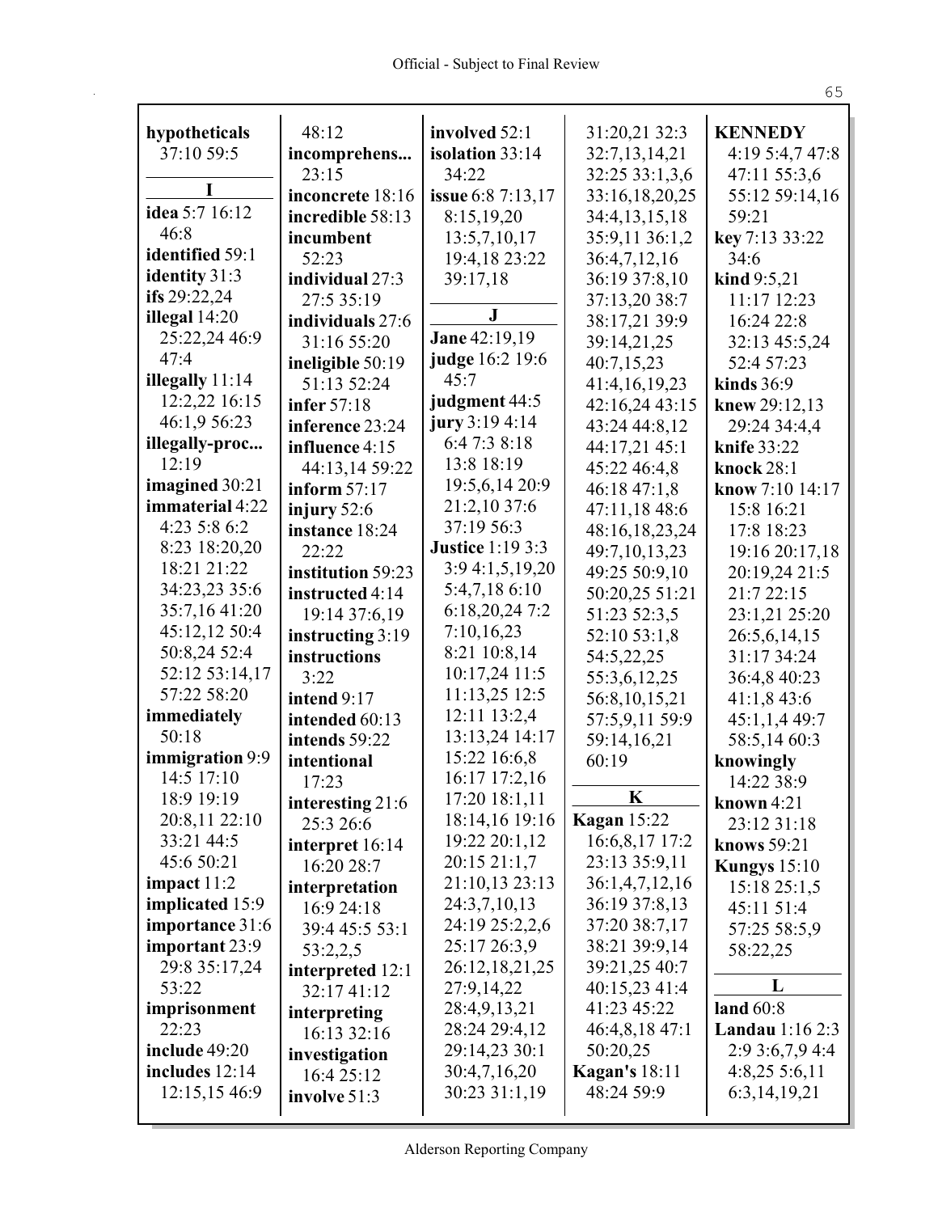**hypotheticals** 37:10 59:5

**I**

**idea** 5:7 16:12 46:8
**identified** 59:1
**identity** 31:3
**ifs** 29:22,24
**illegal** 14:20 25:22,24 46:9 47:4
**illegally** 11:14 12:2,22 16:15 46:1,9 56:23
**illegally-proc...** 12:19
**imagined** 30:21
**immaterial** 4:22 4:23 5:8 6:2 8:23 18:20,20 18:21 21:22 34:23,23 35:6 35:7,16 41:20 45:12,12 50:4 50:8,24 52:4 52:12 53:14,17 57:22 58:20
**immediately** 50:18
**immigration** 9:9 14:5 17:10 18:9 19:19 20:8,11 22:10 33:21 44:5 45:6 50:21
**impact** 11:2
**implicated** 15:9
**importance** 31:6
**important** 23:9 29:8 35:17,24 53:22
**imprisonment** 22:23
**include** 49:20
**includes** 12:14 12:15,15 46:9
48:12
**incomprehens...** 23:15
**inconcrete** 18:16
**incredible** 58:13
**incumbent** 52:23
**individual** 27:3 27:5 35:19
**individuals** 27:6 31:16 55:20
**ineligible** 50:19 51:13 52:24
**infer** 57:18
**inference** 23:24
**influence** 4:15 44:13,14 59:22
**inform** 57:17
**injury** 52:6
**instance** 18:24 22:22
**institution** 59:23
**instructed** 4:14 19:14 37:6,19
**instructing** 3:19
**instructions** 3:22
**intend** 9:17
**intended** 60:13
**intends** 59:22
**intentional** 17:23
**interesting** 21:6 25:3 26:6
**interpret** 16:14 16:20 28:7
**interpretation** 16:9 24:18 39:4 45:5 53:1 53:2,2,5
**interpreted** 12:1 32:17 41:12
**interpreting** 16:13 32:16
**investigation** 16:4 25:12
**involve** 51:3
**involved** 52:1
**isolation** 33:14 34:22
**issue** 6:8 7:13,17 8:15,19,20 13:5,7,10,17 19:4,18 23:22 39:17,18

**J**

**Jane** 42:19,19
**judge** 16:2 19:6 45:7
**judgment** 44:5
**jury** 3:19 4:14 6:4 7:3 8:18 13:8 18:19 19:5,6,14 20:9 21:2,10 37:6 37:19 56:3
**Justice** 1:19 3:3 3:9 4:1,5,19,20 5:4,7,18 6:10 6:18,20,24 7:2 7:10,16,23 8:21 10:8,14 10:17,24 11:5 11:13,25 12:5 12:11 13:2,4 13:13,24 14:17 15:22 16:6,8 16:17 17:2,16 17:20 18:1,11 18:14,16 19:16 19:22 20:1,12 20:15 21:1,7 21:10,13 23:13 24:3,7,10,13 24:19 25:2,2,6 25:17 26:3,9 26:12,18,21,25 27:9,14,22 28:4,9,13,21 28:24 29:4,12 29:14,23 30:1 30:4,7,16,20 30:23 31:1,19
31:20,21 32:3 32:7,13,14,21 32:25 33:1,3,6 33:16,18,20,25 34:4,13,15,18 35:9,11 36:1,2 36:4,7,12,16 36:19 37:8,10 37:13,20 38:7 38:17,21 39:9 39:14,21,25 40:7,15,23 41:4,16,19,23 42:16,24 43:15 43:24 44:8,12 44:17,21 45:1 45:22 46:4,8 46:18 47:1,8 47:11,18 48:6 48:16,18,23,24 49:7,10,13,23 49:25 50:9,10 50:20,25 51:21 51:23 52:3,5 52:10 53:1,8 54:5,22,25 55:3,6,12,25 56:8,10,15,21 57:5,9,11 59:9 59:14,16,21 60:19

**K**

**Kagan** 15:22 16:6,8,17 17:2 23:13 35:9,11 36:1,4,7,12,16 36:19 37:8,13 37:20 38:7,17 38:21 39:9,14 39:21,25 40:7 40:15,23 41:4 41:23 45:22 46:4,8,18 47:1 50:20,25
**Kagan's** 18:11 48:24 59:9
**KENNEDY** 4:19 5:4,7 47:8 47:11 55:3,6 55:12 59:14,16 59:21
**key** 7:13 33:22 34:6
**kind** 9:5,21 11:17 12:23 16:24 22:8 32:13 45:5,24 52:4 57:23
**kinds** 36:9
**knew** 29:12,13 29:24 34:4,4
**knife** 33:22
**knock** 28:1
**know** 7:10 14:17 15:8 16:21 17:8 18:23 19:16 20:17,18 20:19,24 21:5 21:7 22:15 23:1,21 25:20 26:5,6,14,15 31:17 34:24 36:4,8 40:23 41:1,8 43:6 45:1,1,4 49:7 58:5,14 60:3
**knowingly** 14:22 38:9
**known** 4:21 23:12 31:18
**knows** 59:21
**Kungys** 15:10 15:18 25:1,5 45:11 51:4 57:25 58:5,9 58:22,25

**L**

**land** 60:8
**Landau** 1:16 2:3 2:9 3:6,7,9 4:4 4:8,25 5:6,11 6:3,14,19,21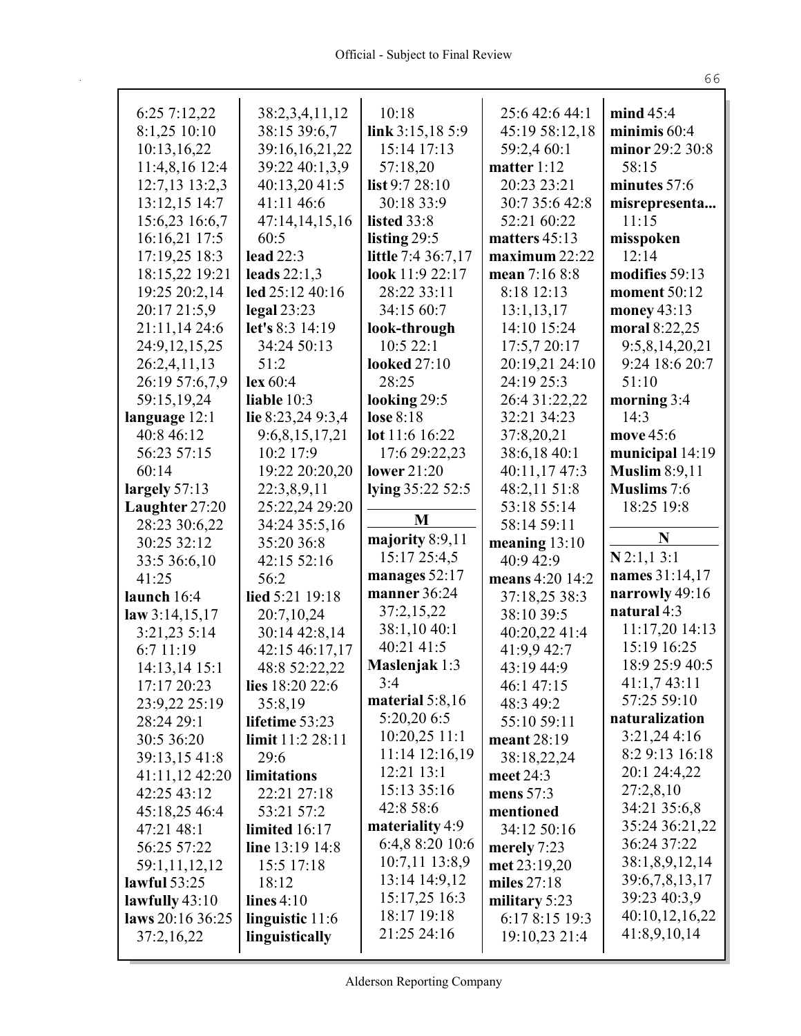6:25 7:12,22
8:1,25 10:10
10:13,16,22
11:4,8,16 12:4
12:7,13 13:2,3
13:12,15 14:7
15:6,23 16:6,7
16:16,21 17:5
17:19,25 18:3
18:15,22 19:21
19:25 20:2,14
20:17 21:5,9
21:11,14 24:6
24:9,12,15,25
26:2,4,11,13
26:19 57:6,7,9
59:15,19,24

**language** 12:1
40:8 46:12
56:23 57:15
60:14

**largely** 57:13

**Laughter** 27:20
28:23 30:6,22
30:25 32:12
33:5 36:6,10
41:25

**launch** 16:4

**law** 3:14,15,17
3:21,23 5:14
6:7 11:19
14:13,14 15:1
17:17 20:23
23:9,22 25:19
28:24 29:1
30:5 36:20
39:13,15 41:8
41:11,12 42:20
42:25 43:12
45:18,25 46:4
47:21 48:1
56:25 57:22
59:1,11,12,12

**lawful** 53:25

**lawfully** 43:10

**laws** 20:16 36:25
37:2,16,22

38:2,3,4,11,12
38:15 39:6,7
39:16,16,21,22
39:22 40:1,3,9
40:13,20 41:5
41:11 46:6
47:14,14,15,16
60:5

**lead** 22:3

**leads** 22:1,3

**led** 25:12 40:16

**legal** 23:23

**let's** 8:3 14:19
34:24 50:13
51:2

**lex** 60:4

**liable** 10:3

**lie** 8:23,24 9:3,4
9:6,8,15,17,21
10:2 17:9
19:22 20:20,20
22:3,8,9,11
25:22,24 29:20
34:24 35:5,16
35:20 36:8
42:15 52:16
56:2

**lied** 5:21 19:18
20:7,10,24
30:14 42:8,14
42:15 46:17,17
48:8 52:22,22

**lies** 18:20 22:6
35:8,19

**lifetime** 53:23

**limit** 11:2 28:11
29:6

**limitations**
22:21 27:18
53:21 57:2

**limited** 16:17

**line** 13:19 14:8
15:5 17:18
18:12

**lines** 4:10

**linguistic** 11:6

**linguistically**
10:18

**link** 3:15,18 5:9
15:14 17:13
57:18,20

**list** 9:7 28:10
30:18 33:9

**listed** 33:8

**listing** 29:5

**little** 7:4 36:7,17

**look** 11:9 22:17
28:22 33:11
34:15 60:7

**look-through**
10:5 22:1

**looked** 27:10
28:25

**looking** 29:5

**lose** 8:18

**lot** 11:6 16:22
17:6 29:22,23

**lower** 21:20

**lying** 35:22 52:5

## M

**majority** 8:9,11
15:17 25:4,5

**manages** 52:17

**manner** 36:24
37:2,15,22
38:1,10 40:1
40:21 41:5

**Maslenjak** 1:3
3:4

**material** 5:8,16
5:20,20 6:5
10:20,25 11:1
11:14 12:16,19
12:21 13:1
15:13 35:16
42:8 58:6

**materiality** 4:9
6:4,8 8:20 10:6
10:7,11 13:8,9
13:14 14:9,12
15:17,25 16:3
18:17 19:18
21:25 24:16

25:6 42:6 44:1
45:19 58:12,18
59:2,4 60:1

**matter** 1:12
20:23 23:21
30:7 35:6 42:8
52:21 60:22

**matters** 45:13

**maximum** 22:22

**mean** 7:16 8:8
8:18 12:13
13:1,13,17
14:10 15:24
17:5,7 20:17
20:19,21 24:10
24:19 25:3
26:4 31:22,22
32:21 34:23
37:8,20,21
38:6,18 40:1
40:11,17 47:3
48:2,11 51:8
53:18 55:14
58:14 59:11

**meaning** 13:10
40:9 42:9

**means** 4:20 14:2
37:18,25 38:3
38:10 39:5
40:20,22 41:4
41:9,9 42:7
43:19 44:9
46:1 47:15
48:3 49:2
55:10 59:11

**meant** 28:19
38:18,22,24

**meet** 24:3

**mens** 57:3

**mentioned**
34:12 50:16

**merely** 7:23

**met** 23:19,20

**miles** 27:18

**military** 5:23
6:17 8:15 19:3
19:10,23 21:4

**mind** 45:4

**minimis** 60:4

**minor** 29:2 30:8
58:15

**minutes** 57:6

**misrepresenta...**
11:15

**misspoken**
12:14

**modifies** 59:13

**moment** 50:12

**money** 43:13

**moral** 8:22,25
9:5,8,14,20,21
9:24 18:6 20:7
51:10

**morning** 3:4
14:3

**move** 45:6

**municipal** 14:19

**Muslim** 8:9,11

**Muslims** 7:6
18:25 19:8

## N

**N** 2:1,1 3:1

**names** 31:14,17

**narrowly** 49:16

**natural** 4:3
11:17,20 14:13
15:19 16:25
18:9 25:9 40:5
41:1,7 43:11
57:25 59:10

**naturalization**
3:21,24 4:16
8:2 9:13 16:18
20:1 24:4,22
27:2,8,10
34:21 35:6,8
35:24 36:21,22
36:24 37:22
38:1,8,9,12,14
39:6,7,8,13,17
39:23 40:3,9
40:10,12,16,22
41:8,9,10,14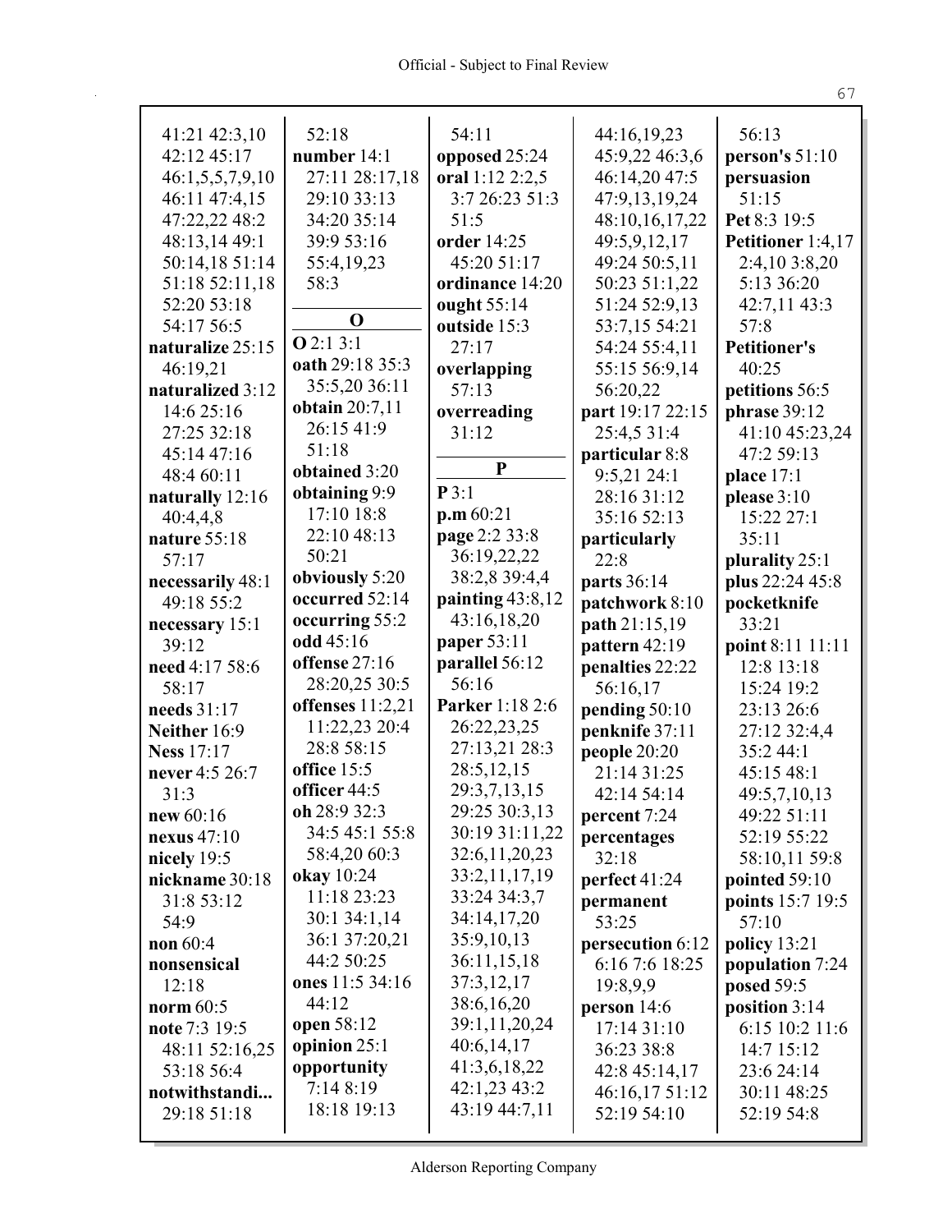41:21 42:3,10
42:12 45:17
46:1,5,5,7,9,10
46:11 47:4,15
47:22,22 48:2
48:13,14 49:1
50:14,18 51:14
51:18 52:11,18
52:20 53:18
54:17 56:5

**naturalize** 25:15
46:19,21

**naturalized** 3:12
14:6 25:16
27:25 32:18
45:14 47:16
48:4 60:11

**naturally** 12:16
40:4,4,8

**nature** 55:18
57:17

**necessarily** 48:1
49:18 55:2

**necessary** 15:1
39:12

**need** 4:17 58:6
58:17

**needs** 31:17

**Neither** 16:9

**Ness** 17:17

**never** 4:5 26:7
31:3

**new** 60:16

**nexus** 47:10

**nicely** 19:5

**nickname** 30:18
31:8 53:12
54:9

**non** 60:4

**nonsensical**
12:18

**norm** 60:5

**note** 7:3 19:5
48:11 52:16,25
53:18 56:4

**notwithstandi...**
29:18 51:18

52:18

**number** 14:1
27:11 28:17,18
29:10 33:13
34:20 35:14
39:9 53:16
55:4,19,23
58:3

## O

**O** 2:1 3:1

**oath** 29:18 35:3
35:5,20 36:11

**obtain** 20:7,11
26:15 41:9
51:18

**obtained** 3:20

**obtaining** 9:9
17:10 18:8
22:10 48:13
50:21

**obviously** 5:20

**occurred** 52:14

**occurring** 55:2

**odd** 45:16

**offense** 27:16
28:20,25 30:5

**offenses** 11:2,21
11:22,23 20:4
28:8 58:15

**office** 15:5

**officer** 44:5

**oh** 28:9 32:3
34:5 45:1 55:8
58:4,20 60:3

**okay** 10:24
11:18 23:23
30:1 34:1,14
36:1 37:20,21
44:2 50:25

**ones** 11:5 34:16
44:12

**open** 58:12

**opinion** 25:1

**opportunity**
7:14 8:19
18:18 19:13

54:11

**opposed** 25:24

**oral** 1:12 2:2,5
3:7 26:23 51:3
51:5

**order** 14:25
45:20 51:17

**ordinance** 14:20

**ought** 55:14

**outside** 15:3
27:17

**overlapping**
57:13

**overreading**
31:12

## P

**P** 3:1

**p.m** 60:21

**page** 2:2 33:8
36:19,22,22
38:2,8 39:4,4

**painting** 43:8,12
43:16,18,20

**paper** 53:11

**parallel** 56:12
56:16

**Parker** 1:18 2:6
26:22,23,25
27:13,21 28:3
28:5,12,15
29:3,7,13,15
29:25 30:3,13
30:19 31:11,22
32:6,11,20,23
33:2,11,17,19
33:24 34:3,7
34:14,17,20
35:9,10,13
36:11,15,18
37:3,12,17
38:6,16,20
39:1,11,20,24
40:6,14,17
41:3,6,18,22
42:1,23 43:2
43:19 44:7,11

44:16,19,23
45:9,22 46:3,6
46:14,20 47:5
47:9,13,19,24
48:10,16,17,22
49:5,9,12,17
49:24 50:5,11
50:23 51:1,22
51:24 52:9,13
53:7,15 54:21
54:24 55:4,11
55:15 56:9,14
56:20,22

**part** 19:17 22:15
25:4,5 31:4

**particular** 8:8
9:5,21 24:1
28:16 31:12
35:16 52:13

**particularly**
22:8

**parts** 36:14

**patchwork** 8:10

**path** 21:15,19

**pattern** 42:19

**penalties** 22:22
56:16,17

**pending** 50:10

**penknife** 37:11

**people** 20:20
21:14 31:25
42:14 54:14

**percent** 7:24

**percentages**
32:18

**perfect** 41:24

**permanent**
53:25

**persecution** 6:12
6:16 7:6 18:25
19:8,9,9

**person** 14:6
17:14 31:10
36:23 38:8
42:8 45:14,17
46:16,17 51:12
52:19 54:10

56:13

**person's** 51:10

**persuasion**
51:15

**Pet** 8:3 19:5

**Petitioner** 1:4,17
2:4,10 3:8,20
5:13 36:20
42:7,11 43:3
57:8

**Petitioner's**
40:25

**petitions** 56:5

**phrase** 39:12
41:10 45:23,24
47:2 59:13

**place** 17:1

**please** 3:10
15:22 27:1
35:11

**plurality** 25:1

**plus** 22:24 45:8

**pocketknife**
33:21

**point** 8:11 11:11
12:8 13:18
15:24 19:2
23:13 26:6
27:12 32:4,4
35:2 44:1
45:15 48:1
49:5,7,10,13
49:22 51:11
52:19 55:22
58:10,11 59:8

**pointed** 59:10

**points** 15:7 19:5
57:10

**policy** 13:21

**population** 7:24

**posed** 59:5

**position** 3:14
6:15 10:2 11:6
14:7 15:12
23:6 24:14
30:11 48:25
52:19 54:8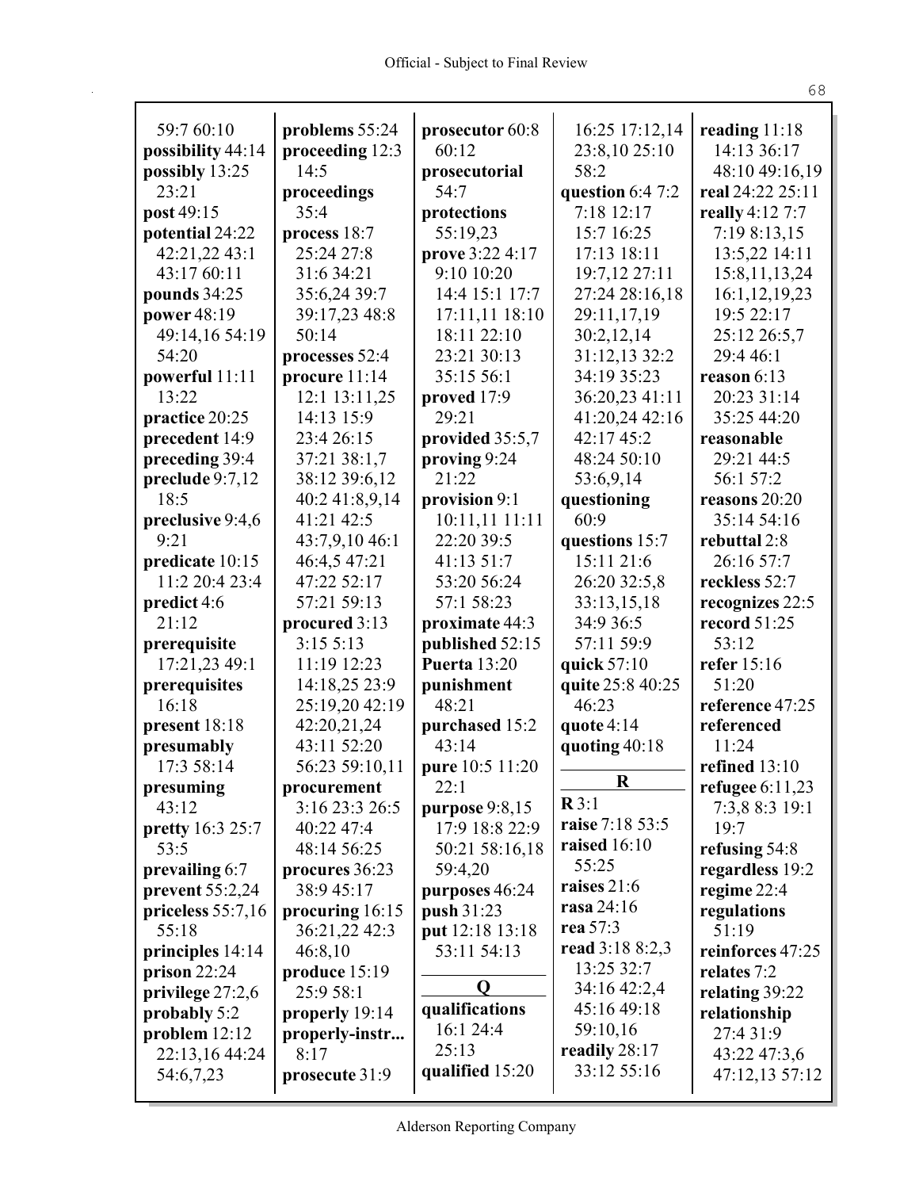59:7 60:10
**possibility** 44:14
**possibly** 13:25 23:21
**post** 49:15
**potential** 24:22 42:21,22 43:1 43:17 60:11
**pounds** 34:25
**power** 48:19 49:14,16 54:19 54:20
**powerful** 11:11 13:22
**practice** 20:25
**precedent** 14:9
**preceding** 39:4
**preclude** 9:7,12 18:5
**preclusive** 9:4,6 9:21
**predicate** 10:15 11:2 20:4 23:4
**predict** 4:6 21:12
**prerequisite** 17:21,23 49:1
**prerequisites** 16:18
**present** 18:18
**presumably** 17:3 58:14
**presuming** 43:12
**pretty** 16:3 25:7 53:5
**prevailing** 6:7
**prevent** 55:2,24
**priceless** 55:7,16 55:18
**principles** 14:14
**prison** 22:24
**privilege** 27:2,6
**probably** 5:2
**problem** 12:12 22:13,16 44:24 54:6,7,23
**problems** 55:24
**proceeding** 12:3 14:5
**proceedings** 35:4
**process** 18:7 25:24 27:8 31:6 34:21 35:6,24 39:7 39:17,23 48:8 50:14
**processes** 52:4
**procure** 11:14 12:1 13:11,25 14:13 15:9 23:4 26:15 37:21 38:1,7 38:12 39:6,12 40:2 41:8,9,14 41:21 42:5 43:7,9,10 46:1 46:4,5 47:21 47:22 52:17 57:21 59:13
**procured** 3:13 3:15 5:13 11:19 12:23 14:18,25 23:9 25:19,20 42:19 42:20,21,24 43:11 52:20 56:23 59:10,11
**procurement** 3:16 23:3 26:5 40:22 47:4 48:14 56:25
**procures** 36:23 38:9 45:17
**procuring** 16:15 36:21,22 42:3 46:8,10
**produce** 15:19 25:9 58:1
**properly** 19:14
**properly-instr...** 8:17
**prosecute** 31:9
**prosecutor** 60:8 60:12
**prosecutorial** 54:7
**protections** 55:19,23
**prove** 3:22 4:17 9:10 10:20 14:4 15:1 17:7 17:11,11 18:10 18:11 22:10 23:21 30:13 35:15 56:1
**proved** 17:9 29:21
**provided** 35:5,7
**proving** 9:24 21:22
**provision** 9:1 10:11,11 11:11 22:20 39:5 41:13 51:7 53:20 56:24 57:1 58:23
**proximate** 44:3
**published** 52:15
**Puerta** 13:20
**punishment** 48:21
**purchased** 15:2 43:14
**pure** 10:5 11:20 22:1
**purpose** 9:8,15 17:9 18:8 22:9 50:21 58:16,18 59:4,20
**purposes** 46:24
**push** 31:23
**put** 12:18 13:18 53:11 54:13

## Q

**qualifications** 16:1 24:4 25:13
**qualified** 15:20
16:25 17:12,14 23:8,10 25:10 58:2
**question** 6:4 7:2 7:18 12:17 15:7 16:25 17:13 18:11 19:7,12 27:11 27:24 28:16,18 29:11,17,19 30:2,12,14 31:12,13 32:2 34:19 35:23 36:20,23 41:11 41:20,24 42:16 42:17 45:2 48:24 50:10 53:6,9,14
**questioning** 60:9
**questions** 15:7 15:11 21:6 26:20 32:5,8 33:13,15,18 34:9 36:5 57:11 59:9
**quick** 57:10
**quite** 25:8 40:25 46:23
**quote** 4:14
**quoting** 40:18

## R

**R** 3:1
**raise** 7:18 53:5
**raised** 16:10 55:25
**raises** 21:6
**rasa** 24:16
**rea** 57:3
**read** 3:18 8:2,3 13:25 32:7 34:16 42:2,4 45:16 49:18 59:10,16
**readily** 28:17 33:12 55:16
**reading** 11:18 14:13 36:17 48:10 49:16,19
**real** 24:22 25:11
**really** 4:12 7:7 7:19 8:13,15 13:5,22 14:11 15:8,11,13,24 16:1,12,19,23 19:5 22:17 25:12 26:5,7 29:4 46:1
**reason** 6:13 20:23 31:14 35:25 44:20
**reasonable** 29:21 44:5 56:1 57:2
**reasons** 20:20 35:14 54:16
**rebuttal** 2:8 26:16 57:7
**reckless** 52:7
**recognizes** 22:5
**record** 51:25 53:12
**refer** 15:16 51:20
**reference** 47:25
**referenced** 11:24
**refined** 13:10
**refugee** 6:11,23 7:3,8 8:3 19:1 19:7
**refusing** 54:8
**regardless** 19:2
**regime** 22:4
**regulations** 51:19
**reinforces** 47:25
**relates** 7:2
**relating** 39:22
**relationship** 27:4 31:9 43:22 47:3,6 47:12,13 57:12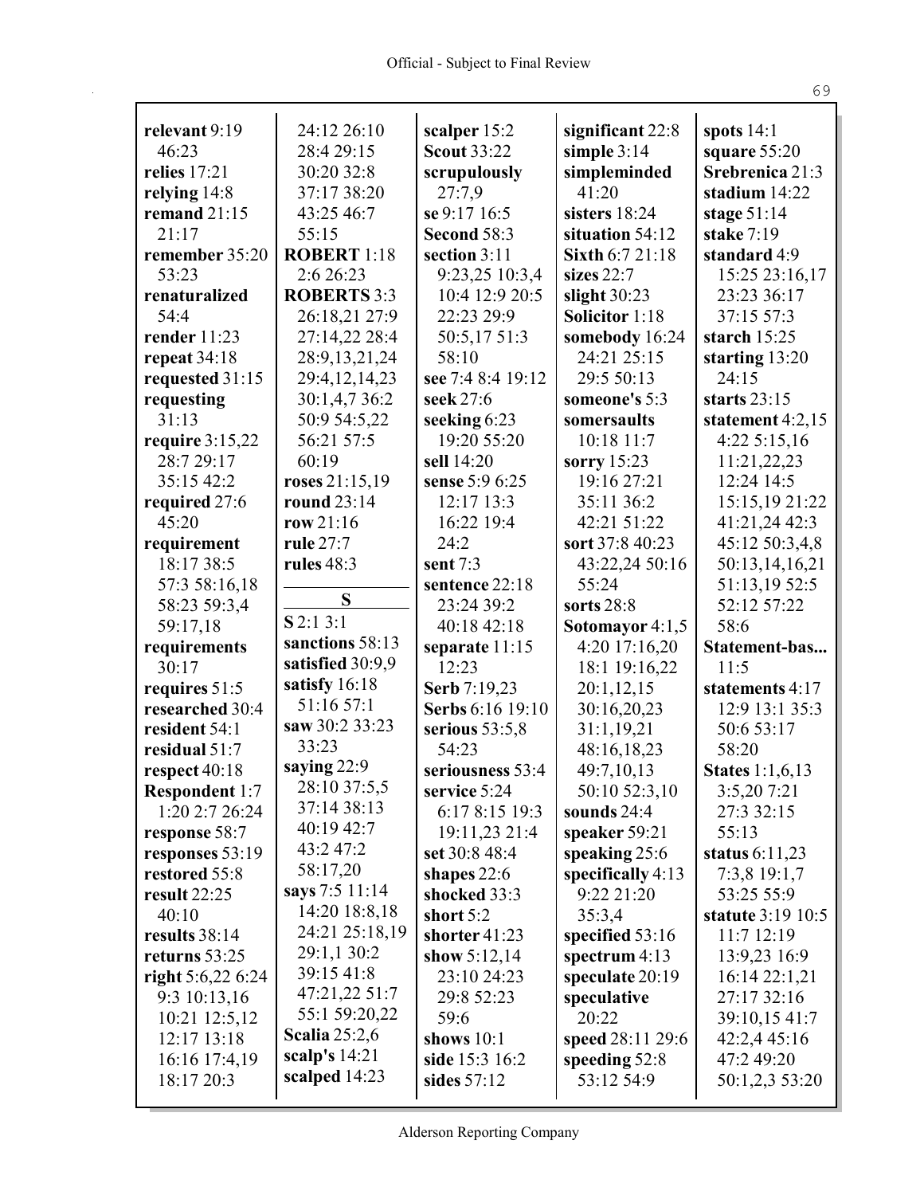**relevant** 9:19 46:23
**relies** 17:21
**relying** 14:8
**remand** 21:15 21:17
**remember** 35:20 53:23
**renaturalized** 54:4
**render** 11:23
**repeat** 34:18
**requested** 31:15
**requesting** 31:13
**require** 3:15,22 28:7 29:17 35:15 42:2
**required** 27:6 45:20
**requirement** 18:17 38:5 57:3 58:16,18 58:23 59:3,4 59:17,18
**requirements** 30:17
**requires** 51:5
**researched** 30:4
**resident** 54:1
**residual** 51:7
**respect** 40:18
**Respondent** 1:7 1:20 2:7 26:24
**response** 58:7
**responses** 53:19
**restored** 55:8
**result** 22:25 40:10
**results** 38:14
**returns** 53:25
**right** 5:6,22 6:24 9:3 10:13,16 10:21 12:5,12 12:17 13:18 16:16 17:4,19 18:17 20:3 24:12 26:10 28:4 29:15 30:20 32:8 37:17 38:20 43:25 46:7 55:15
**ROBERT** 1:18 2:6 26:23
**ROBERTS** 3:3 26:18,21 27:9 27:14,22 28:4 28:9,13,21,24 29:4,12,14,23 30:1,4,7 36:2 50:9 54:5,22 56:21 57:5 60:19
**roses** 21:15,19
**round** 23:14
**row** 21:16
**rule** 27:7
**rules** 48:3

## S

**S** 2:1 3:1
**sanctions** 58:13
**satisfied** 30:9,9
**satisfy** 16:18 51:16 57:1
**saw** 30:2 33:23 33:23
**saying** 22:9 28:10 37:5,5 37:14 38:13 40:19 42:7 43:2 47:2 58:17,20
**says** 7:5 11:14 14:20 18:8,18 24:21 25:18,19 29:1,1 30:2 39:15 41:8 47:21,22 51:7 55:1 59:20,22
**Scalia** 25:2,6
**scalp's** 14:21
**scalped** 14:23
**scalper** 15:2
**Scout** 33:22
**scrupulously** 27:7,9
**se** 9:17 16:5
**Second** 58:3
**section** 3:11 9:23,25 10:3,4 10:4 12:9 20:5 22:23 29:9 50:5,17 51:3 58:10
**see** 7:4 8:4 19:12
**seek** 27:6
**seeking** 6:23 19:20 55:20
**sell** 14:20
**sense** 5:9 6:25 12:17 13:3 16:22 19:4 24:2
**sent** 7:3
**sentence** 22:18 23:24 39:2 40:18 42:18
**separate** 11:15 12:23
**Serb** 7:19,23
**Serbs** 6:16 19:10
**serious** 53:5,8 54:23
**seriousness** 53:4
**service** 5:24 6:17 8:15 19:3 19:11,23 21:4
**set** 30:8 48:4
**shapes** 22:6
**shocked** 33:3
**short** 5:2
**shorter** 41:23
**show** 5:12,14 23:10 24:23 29:8 52:23 59:6
**shows** 10:1
**side** 15:3 16:2
**sides** 57:12
**significant** 22:8
**simple** 3:14
**simpleminded** 41:20
**sisters** 18:24
**situation** 54:12
**Sixth** 6:7 21:18
**sizes** 22:7
**slight** 30:23
**Solicitor** 1:18
**somebody** 16:24 24:21 25:15 29:5 50:13
**someone's** 5:3
**somersaults** 10:18 11:7
**sorry** 15:23 19:16 27:21 35:11 36:2 42:21 51:22
**sort** 37:8 40:23 43:22,24 50:16 55:24
**sorts** 28:8
**Sotomayor** 4:1,5 4:20 17:16,20 18:1 19:16,22 20:1,12,15 30:16,20,23 31:1,19,21 48:16,18,23 49:7,10,13 50:10 52:3,10
**sounds** 24:4
**speaker** 59:21
**speaking** 25:6
**specifically** 4:13 9:22 21:20 35:3,4
**specified** 53:16
**spectrum** 4:13
**speculate** 20:19
**speculative** 20:22
**speed** 28:11 29:6
**speeding** 52:8 53:12 54:9
**spots** 14:1
**square** 55:20
**Srebrenica** 21:3
**stadium** 14:22
**stage** 51:14
**stake** 7:19
**standard** 4:9 15:25 23:16,17 23:23 36:17 37:15 57:3
**starch** 15:25
**starting** 13:20 24:15
**starts** 23:15
**statement** 4:2,15 4:22 5:15,16 11:21,22,23 12:24 14:5 15:15,19 21:22 41:21,24 42:3 45:12 50:3,4,8 50:13,14,16,21 51:13,19 52:5 52:12 57:22 58:6
**Statement-bas...** 11:5
**statements** 4:17 12:9 13:1 35:3 50:6 53:17 58:20
**States** 1:1,6,13 3:5,20 7:21 27:3 32:15 55:13
**status** 6:11,23 7:3,8 19:1,7 53:25 55:9
**statute** 3:19 10:5 11:7 12:19 13:9,23 16:9 16:14 22:1,21 27:17 32:16 39:10,15 41:7 42:2,4 45:16 47:2 49:20 50:1,2,3 53:20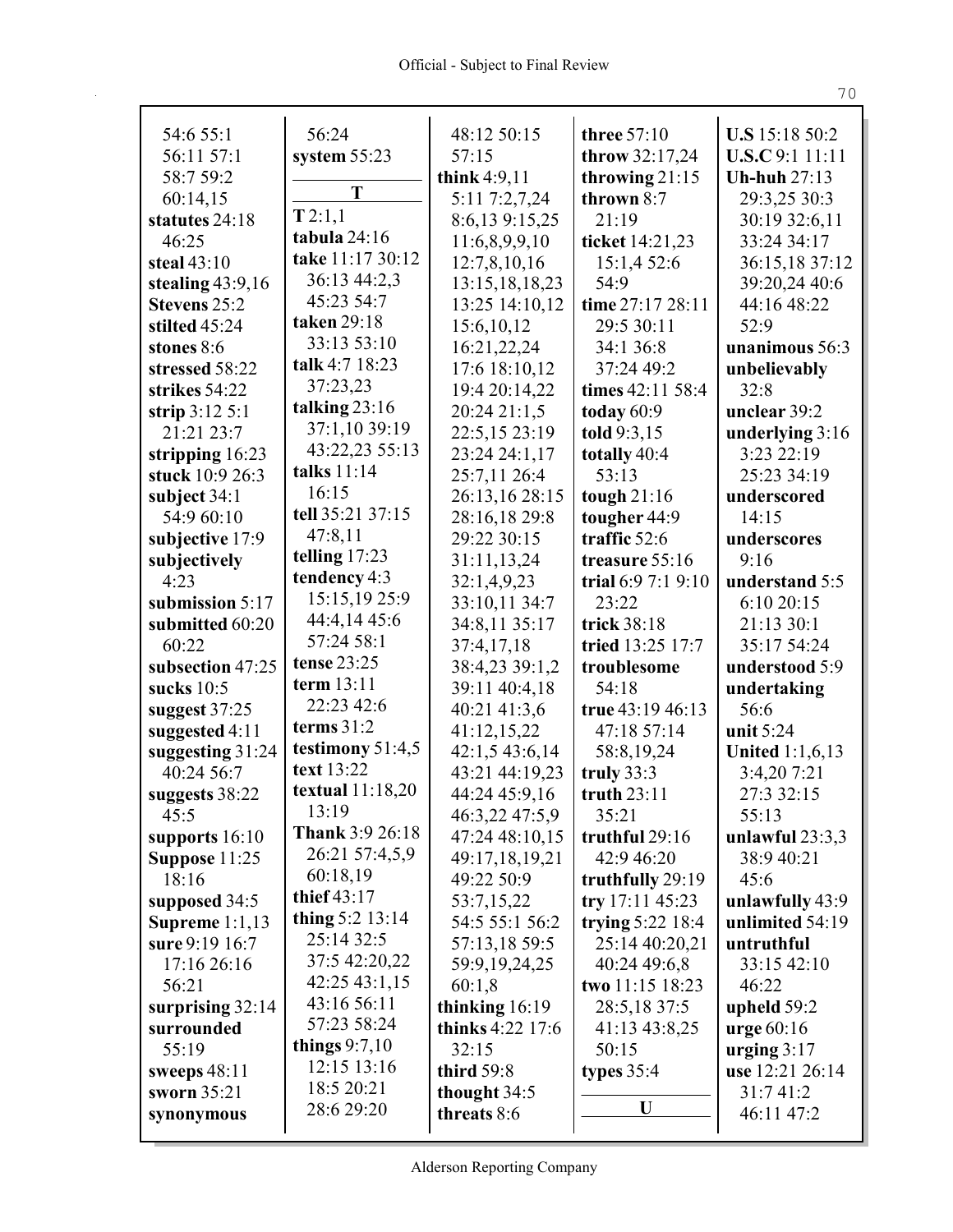54:6 55:1
56:11 57:1
58:7 59:2
60:14,15
**statutes** 24:18
46:25
**steal** 43:10
**stealing** 43:9,16
**Stevens** 25:2
**stilted** 45:24
**stones** 8:6
**stressed** 58:22
**strikes** 54:22
**strip** 3:12 5:1
21:21 23:7
**stripping** 16:23
**stuck** 10:9 26:3
**subject** 34:1
54:9 60:10
**subjective** 17:9
**subjectively**
4:23
**submission** 5:17
**submitted** 60:20
60:22
**subsection** 47:25
**sucks** 10:5
**suggest** 37:25
**suggested** 4:11
**suggesting** 31:24
40:24 56:7
**suggests** 38:22
45:5
**supports** 16:10
**Suppose** 11:25
18:16
**supposed** 34:5
**Supreme** 1:1,13
**sure** 9:19 16:7
17:16 26:16
56:21
**surprising** 32:14
**surrounded**
55:19
**sweeps** 48:11
**sworn** 35:21
**synonymous**
56:24
**system** 55:23

**T**

**T** 2:1,1
**tabula** 24:16
**take** 11:17 30:12
36:13 44:2,3
45:23 54:7
**taken** 29:18
33:13 53:10
**talk** 4:7 18:23
37:23,23
**talking** 23:16
37:1,10 39:19
43:22,23 55:13
**talks** 11:14
16:15
**tell** 35:21 37:15
47:8,11
**telling** 17:23
**tendency** 4:3
15:15,19 25:9
44:4,14 45:6
57:24 58:1
**tense** 23:25
**term** 13:11
22:23 42:6
**terms** 31:2
**testimony** 51:4,5
**text** 13:22
**textual** 11:18,20
13:19
**Thank** 3:9 26:18
26:21 57:4,5,9
60:18,19
**thief** 43:17
**thing** 5:2 13:14
25:14 32:5
37:5 42:20,22
42:25 43:1,15
43:16 56:11
57:23 58:24
**things** 9:7,10
12:15 13:16
18:5 20:21
28:6 29:20
48:12 50:15
57:15
**think** 4:9,11
5:11 7:2,7,24
8:6,13 9:15,25
11:6,8,9,9,10
12:7,8,10,16
13:15,18,18,23
13:25 14:10,12
15:6,10,12
16:21,22,24
17:6 18:10,12
19:4 20:14,22
20:24 21:1,5
22:5,15 23:19
23:24 24:1,17
25:7,11 26:4
26:13,16 28:15
28:16,18 29:8
29:22 30:15
31:11,13,24
32:1,4,9,23
33:10,11 34:7
34:8,11 35:17
37:4,17,18
38:4,23 39:1,2
39:11 40:4,18
40:21 41:3,6
41:12,15,22
42:1,5 43:6,14
43:21 44:19,23
44:24 45:9,16
46:3,22 47:5,9
47:24 48:10,15
49:17,18,19,21
49:22 50:9
53:7,15,22
54:5 55:1 56:2
57:13,18 59:5
59:9,19,24,25
60:1,8
**thinking** 16:19
**thinks** 4:22 17:6
32:15
**third** 59:8
**thought** 34:5
**threats** 8:6
**three** 57:10
**throw** 32:17,24
**throwing** 21:15
**thrown** 8:7
21:19
**ticket** 14:21,23
15:1,4 52:6
54:9
**time** 27:17 28:11
29:5 30:11
34:1 36:8
37:24 49:2
**times** 42:11 58:4
**today** 60:9
**told** 9:3,15
**totally** 40:4
53:13
**tough** 21:16
**tougher** 44:9
**traffic** 52:6
**treasure** 55:16
**trial** 6:9 7:1 9:10
23:22
**trick** 38:18
**tried** 13:25 17:7
**troublesome**
54:18
**true** 43:19 46:13
47:18 57:14
58:8,19,24
**truly** 33:3
**truth** 23:11
35:21
**truthful** 29:16
42:9 46:20
**truthfully** 29:19
**try** 17:11 45:23
**trying** 5:22 18:4
25:14 40:20,21
40:24 49:6,8
**two** 11:15 18:23
28:5,18 37:5
41:13 43:8,25
50:15
**types** 35:4

**U**

**U.S** 15:18 50:2
**U.S.C** 9:1 11:11
**Uh-huh** 27:13
29:3,25 30:3
30:19 32:6,11
33:24 34:17
36:15,18 37:12
39:20,24 40:6
44:16 48:22
52:9
**unanimous** 56:3
**unbelievably**
32:8
**unclear** 39:2
**underlying** 3:16
3:23 22:19
25:23 34:19
**underscored**
14:15
**underscores**
9:16
**understand** 5:5
6:10 20:15
21:13 30:1
35:17 54:24
**understood** 5:9
**undertaking**
56:6
**unit** 5:24
**United** 1:1,6,13
3:4,20 7:21
27:3 32:15
55:13
**unlawful** 23:3,3
38:9 40:21
45:6
**unlawfully** 43:9
**unlimited** 54:19
**untruthful**
33:15 42:10
46:22
**upheld** 59:2
**urge** 60:16
**urging** 3:17
**use** 12:21 26:14
31:7 41:2
46:11 47:2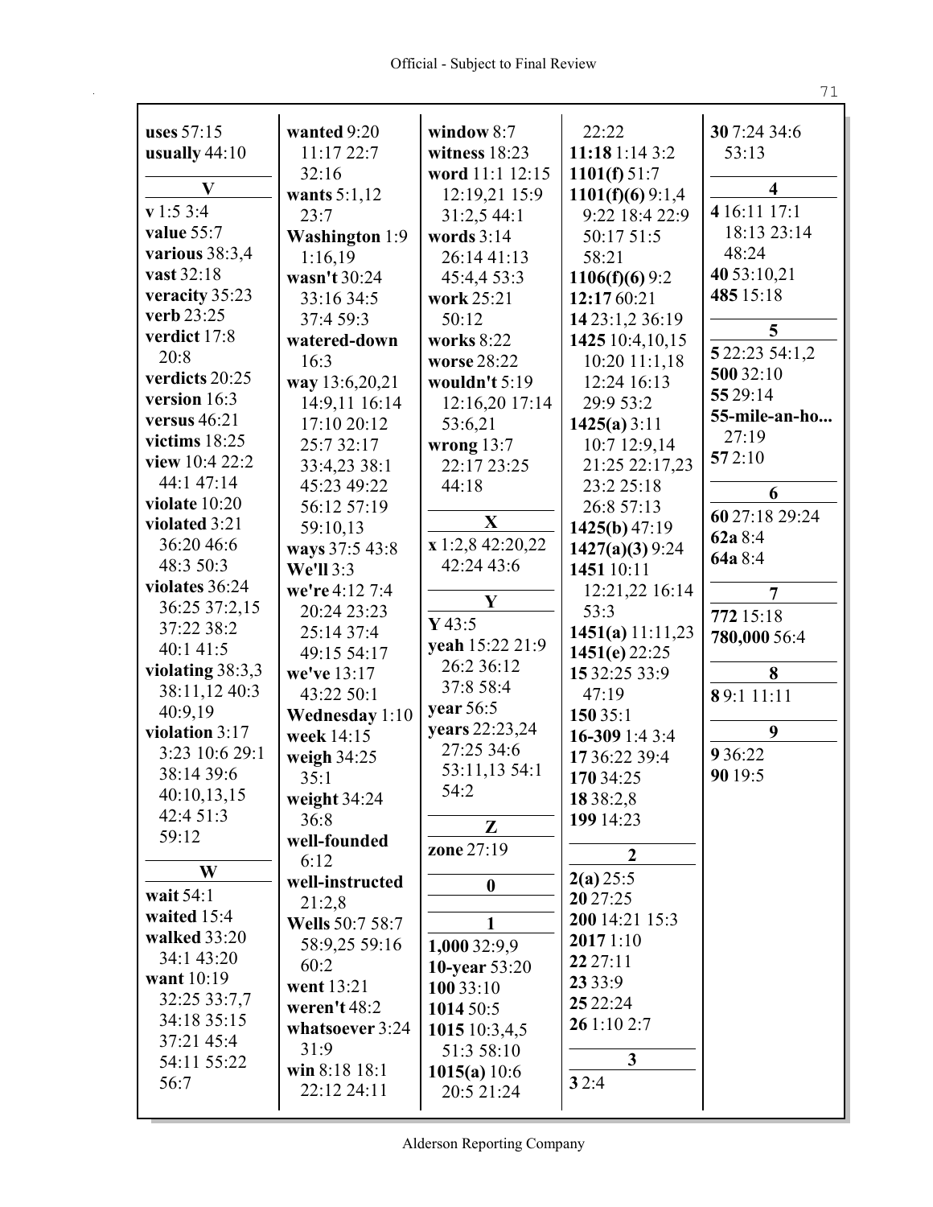**uses** 57:15
**usually** 44:10

**V**

**v** 1:5 3:4
**value** 55:7
**various** 38:3,4
**vast** 32:18
**veracity** 35:23
**verb** 23:25
**verdict** 17:8 20:8
**verdicts** 20:25
**version** 16:3
**versus** 46:21
**victims** 18:25
**view** 10:4 22:2 44:1 47:14
**violate** 10:20
**violated** 3:21 36:20 46:6 48:3 50:3
**violates** 36:24 36:25 37:2,15 37:22 38:2 40:1 41:5
**violating** 38:3,3 38:11,12 40:3 40:9,19
**violation** 3:17 3:23 10:6 29:1 38:14 39:6 40:10,13,15 42:4 51:3 59:12

**W**

**wait** 54:1
**waited** 15:4
**walked** 33:20 34:1 43:20
**want** 10:19 32:25 33:7,7 34:18 35:15 37:21 45:4 54:11 55:22 56:7
**wanted** 9:20 11:17 22:7 32:16
**wants** 5:1,12 23:7
**Washington** 1:9 1:16,19
**wasn't** 30:24 33:16 34:5 37:4 59:3
**watered-down** 16:3
**way** 13:6,20,21 14:9,11 16:14 17:10 20:12 25:7 32:17 33:4,23 38:1 45:23 49:22 56:12 57:19 59:10,13
**ways** 37:5 43:8
**We'll** 3:3
**we're** 4:12 7:4 20:24 23:23 25:14 37:4 49:15 54:17
**we've** 13:17 43:22 50:1
**Wednesday** 1:10
**week** 14:15
**weigh** 34:25 35:1
**weight** 34:24 36:8
**well-founded** 6:12
**well-instructed** 21:2,8
**Wells** 50:7 58:7 58:9,25 59:16 60:2
**went** 13:21
**weren't** 48:2
**whatsoever** 3:24 31:9
**win** 8:18 18:1 22:12 24:11
**window** 8:7
**witness** 18:23
**word** 11:1 12:15 12:19,21 15:9 31:2,5 44:1
**words** 3:14 26:14 41:13 45:4,4 53:3
**work** 25:21 50:12
**works** 8:22
**worse** 28:22
**wouldn't** 5:19 12:16,20 17:14 53:6,21
**wrong** 13:7 22:17 23:25 44:18

**X**

**x** 1:2,8 42:20,22 42:24 43:6

**Y**

**Y** 43:5
**yeah** 15:22 21:9 26:2 36:12 37:8 58:4
**year** 56:5
**years** 22:23,24 27:25 34:6 53:11,13 54:1 54:2

**Z**

**zone** 27:19

**0**

**1**

**1,000** 32:9,9
**10-year** 53:20
**100** 33:10
**1014** 50:5
**1015** 10:3,4,5 51:3 58:10
**1015(a)** 10:6 20:5 21:24 22:22
**11:18** 1:14 3:2
**1101(f)** 51:7
**1101(f)(6)** 9:1,4 9:22 18:4 22:9 50:17 51:5 58:21
**1106(f)(6)** 9:2
**12:17** 60:21
**14** 23:1,2 36:19
**1425** 10:4,10,15 10:20 11:1,18 12:24 16:13 29:9 53:2
**1425(a)** 3:11 10:7 12:9,14 21:25 22:17,23 23:2 25:18 26:8 57:13
**1425(b)** 47:19
**1427(a)(3)** 9:24
**1451** 10:11 12:21,22 16:14 53:3
**1451(a)** 11:11,23
**1451(e)** 22:25
**15** 32:25 33:9 47:19
**150** 35:1
**16-309** 1:4 3:4
**17** 36:22 39:4
**170** 34:25
**18** 38:2,8
**199** 14:23

**2**

**2(a)** 25:5
**20** 27:25
**200** 14:21 15:3
**2017** 1:10
**22** 27:11
**23** 33:9
**25** 22:24
**26** 1:10 2:7

**3**

**3** 2:4
**30** 7:24 34:6 53:13

**4**

**4** 16:11 17:1 18:13 23:14 48:24
**40** 53:10,21
**485** 15:18

**5**

**5** 22:23 54:1,2
**500** 32:10
**55** 29:14
**55-mile-an-ho...** 27:19
**57** 2:10

**6**

**60** 27:18 29:24
**62a** 8:4
**64a** 8:4

**7**

**772** 15:18
**780,000** 56:4

**8**

**8** 9:1 11:11

**9**

**9** 36:22
**90** 19:5